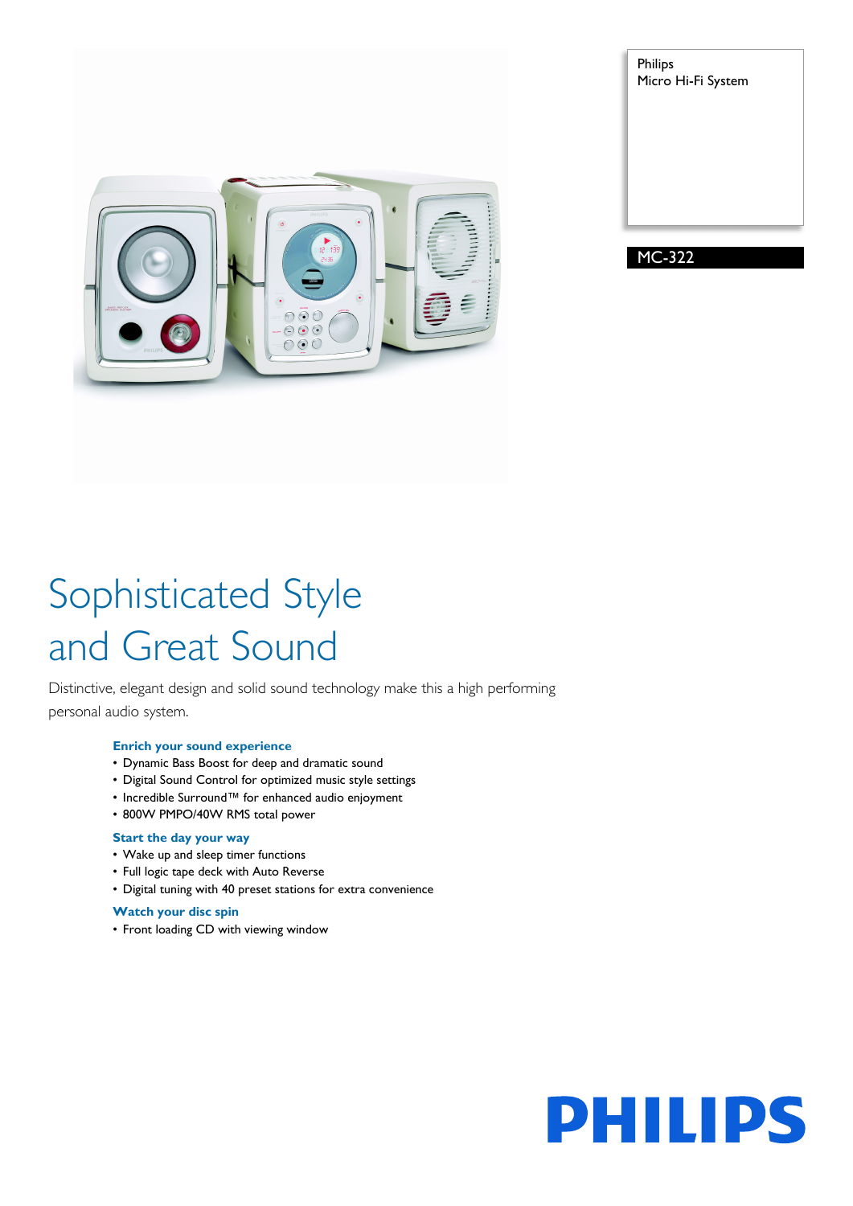Philips
Micro Hi-Fi System

MC-322

# Sophisticated Style and Great Sound

Distinctive, elegant design and solid sound technology make this a high performing personal audio system.

### Enrich your sound experience

- Dynamic Bass Boost for deep and dramatic sound
- Digital Sound Control for optimized music style settings
- Incredible Surround™ for enhanced audio enjoyment
- 800W PMPO/40W RMS total power

### Start the day your way

- Wake up and sleep timer functions
- Full logic tape deck with Auto Reverse
- Digital tuning with 40 preset stations for extra convenience

### Watch your disc spin

- Front loading CD with viewing window

PHILIPS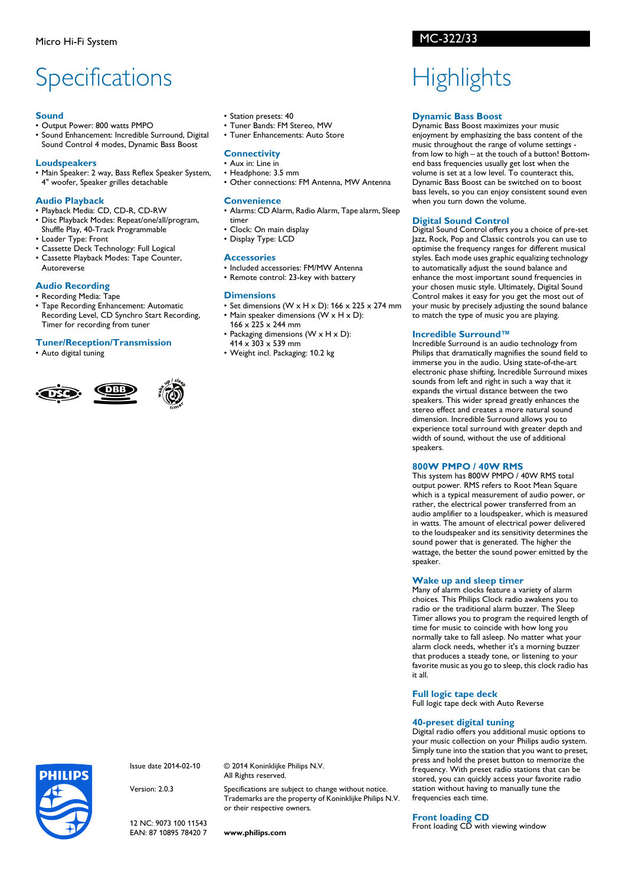Micro Hi-Fi System

MC-322/33

# Specifications

### Sound
- Output Power: 800 watts PMPO
- Sound Enhancement: Incredible Surround, Digital Sound Control 4 modes, Dynamic Bass Boost

### Loudspeakers
- Main Speaker: 2 way, Bass Reflex Speaker System, 4" woofer, Speaker grilles detachable

### Audio Playback
- Playback Media: CD, CD-R, CD-RW
- Disc Playback Modes: Repeat/one/all/program, Shuffle Play, 40-Track Programmable
- Loader Type: Front
- Cassette Deck Technology: Full Logical
- Cassette Playback Modes: Tape Counter, Autoreverse

### Audio Recording
- Recording Media: Tape
- Tape Recording Enhancement: Automatic Recording Level, CD Synchro Start Recording, Timer for recording from tuner

### Tuner/Reception/Transmission
- Auto digital tuning
- Station presets: 40
- Tuner Bands: FM Stereo, MW
- Tuner Enhancements: Auto Store

### Connectivity
- Aux in: Line in
- Headphone: 3.5 mm
- Other connections: FM Antenna, MW Antenna

### Convenience
- Alarms: CD Alarm, Radio Alarm, Tape alarm, Sleep timer
- Clock: On main display
- Display Type: LCD

### Accessories
- Included accessories: FM/MW Antenna
- Remote control: 23-key with battery

### Dimensions
- Set dimensions (W x H x D): 166 x 225 x 274 mm
- Main speaker dimensions (W x H x D): 166 x 225 x 244 mm
- Packaging dimensions (W x H x D): 414 x 303 x 539 mm
- Weight incl. Packaging: 10.2 kg

# Highlights

### Dynamic Bass Boost
Dynamic Bass Boost maximizes your music enjoyment by emphasizing the bass content of the music throughout the range of volume settings - from low to high – at the touch of a button! Bottom-end bass frequencies usually get lost when the volume is set at a low level. To counteract this, Dynamic Bass Boost can be switched on to boost bass levels, so you can enjoy consistent sound even when you turn down the volume.

### Digital Sound Control
Digital Sound Control offers you a choice of pre-set Jazz, Rock, Pop and Classic controls you can use to optimise the frequency ranges for different musical styles. Each mode uses graphic equalizing technology to automatically adjust the sound balance and enhance the most important sound frequencies in your chosen music style. Ultimately, Digital Sound Control makes it easy for you get the most out of your music by precisely adjusting the sound balance to match the type of music you are playing.

### Incredible Surround™
Incredible Surround is an audio technology from Philips that dramatically magnifies the sound field to immerse you in the audio. Using state-of-the-art electronic phase shifting, Incredible Surround mixes sounds from left and right in such a way that it expands the virtual distance between the two speakers. This wider spread greatly enhances the stereo effect and creates a more natural sound dimension. Incredible Surround allows you to experience total surround with greater depth and width of sound, without the use of additional speakers.

### 800W PMPO / 40W RMS
This system has 800W PMPO / 40W RMS total output power. RMS refers to Root Mean Square which is a typical measurement of audio power, or rather, the electrical power transferred from an audio amplifier to a loudspeaker, which is measured in watts. The amount of electrical power delivered to the loudspeaker and its sensitivity determines the sound power that is generated. The higher the wattage, the better the sound power emitted by the speaker.

### Wake up and sleep timer
Many of alarm clocks feature a variety of alarm choices. This Philips Clock radio awakens you to radio or the traditional alarm buzzer. The Sleep Timer allows you to program the required length of time for music to coincide with how long you normally take to fall asleep. No matter what your alarm clock needs, whether it's a morning buzzer that produces a steady tone, or listening to your favorite music as you go to sleep, this clock radio has it all.

### Full logic tape deck
Full logic tape deck with Auto Reverse

### 40-preset digital tuning
Digital radio offers you additional music options to your music collection on your Philips audio system. Simply tune into the station that you want to preset, press and hold the preset button to memorize the frequency. With preset radio stations that can be stored, you can quickly access your favorite radio station without having to manually tune the frequencies each time.

### Front loading CD
Front loading CD with viewing window

Issue date 2014-02-10

Version: 2.0.3

12 NC: 9073 100 11543
EAN: 87 10895 78420 7

© 2014 Koninklijke Philips N.V.
All Rights reserved.

Specifications are subject to change without notice. Trademarks are the property of Koninklijke Philips N.V. or their respective owners.

**www.philips.com**